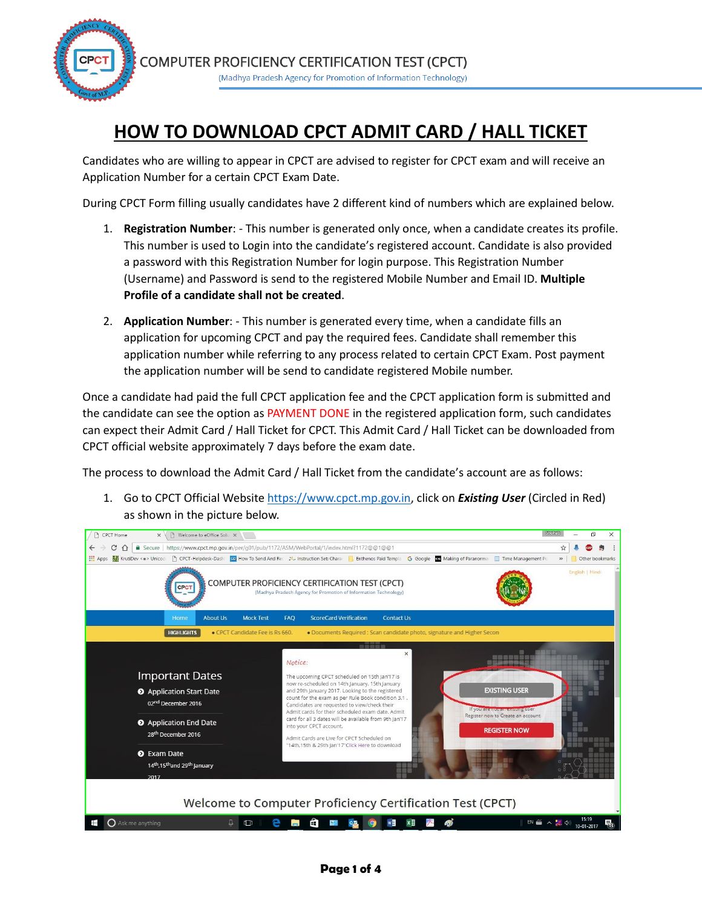COMPUTER PROFICIENCY CERTIFICATION TEST (CPCT)

(Madhya Pradesh Agency for Promotion of Information Technology)

# HOW TO DOWNLOAD CPCT ADMIT CARD / HALL TICKET

Candidates who are willing to appear in CPCT are advised to register for CPCT exam and will receive an Application Number for a certain CPCT Exam Date.

During CPCT Form filling usually candidates have 2 different kind of numbers which are explained below.

1. **Registration Number**: - This number is generated only once, when a candidate creates its profile. This number is used to Login into the candidate's registered account. Candidate is also provided a password with this Registration Number for login purpose. This Registration Number (Username) and Password is send to the registered Mobile Number and Email ID. **Multiple Profile of a candidate shall not be created**.

2. **Application Number**: - This number is generated every time, when a candidate fills an application for upcoming CPCT and pay the required fees. Candidate shall remember this application number while referring to any process related to certain CPCT Exam. Post payment the application number will be send to candidate registered Mobile number.

Once a candidate had paid the full CPCT application fee and the CPCT application form is submitted and the candidate can see the option as PAYMENT DONE in the registered application form, such candidates can expect their Admit Card / Hall Ticket for CPCT. This Admit Card / Hall Ticket can be downloaded from CPCT official website approximately 7 days before the exam date.

The process to download the Admit Card / Hall Ticket from the candidate's account are as follows:

1. Go to CPCT Official Website https://www.cpct.mp.gov.in, click on ***Existing User*** (Circled in Red) as shown in the picture below.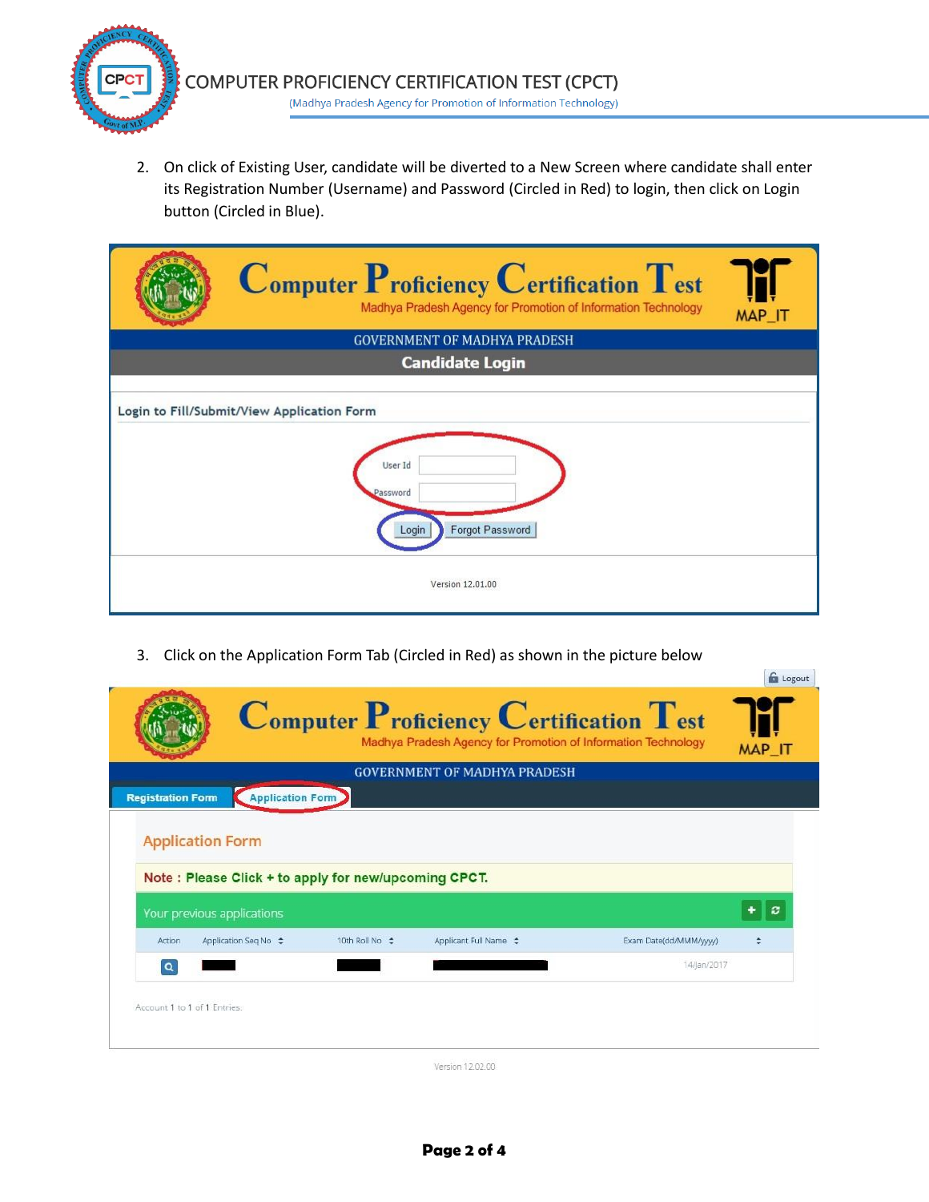2. On click of Existing User, candidate will be diverted to a New Screen where candidate shall enter its Registration Number (Username) and Password (Circled in Red) to login, then click on Login button (Circled in Blue).

3. Click on the Application Form Tab (Circled in Red) as shown in the picture below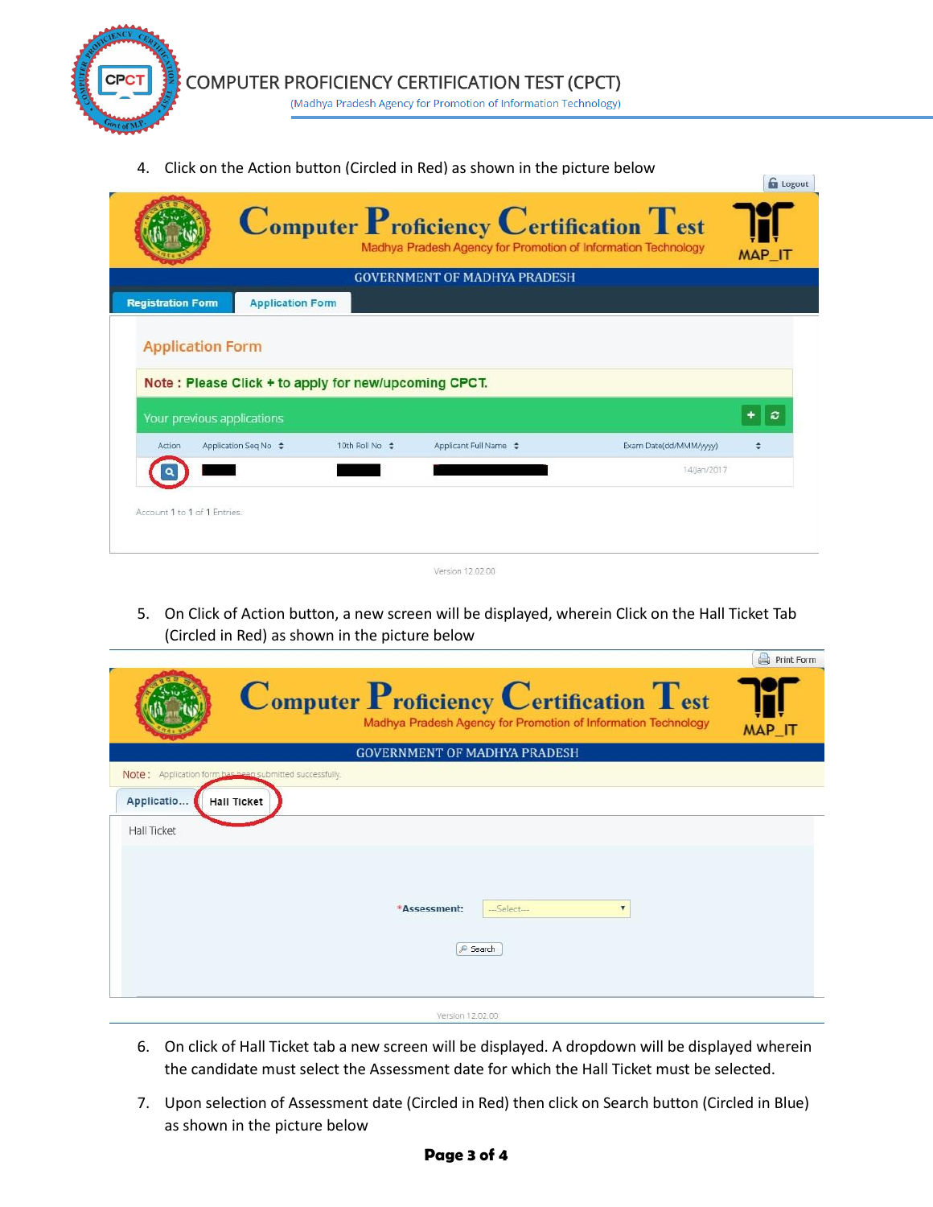4. Click on the Action button (Circled in Red) as shown in the picture below

5. On Click of Action button, a new screen will be displayed, wherein Click on the Hall Ticket Tab (Circled in Red) as shown in the picture below

6. On click of Hall Ticket tab a new screen will be displayed. A dropdown will be displayed wherein the candidate must select the Assessment date for which the Hall Ticket must be selected.

7. Upon selection of Assessment date (Circled in Red) then click on Search button (Circled in Blue) as shown in the picture below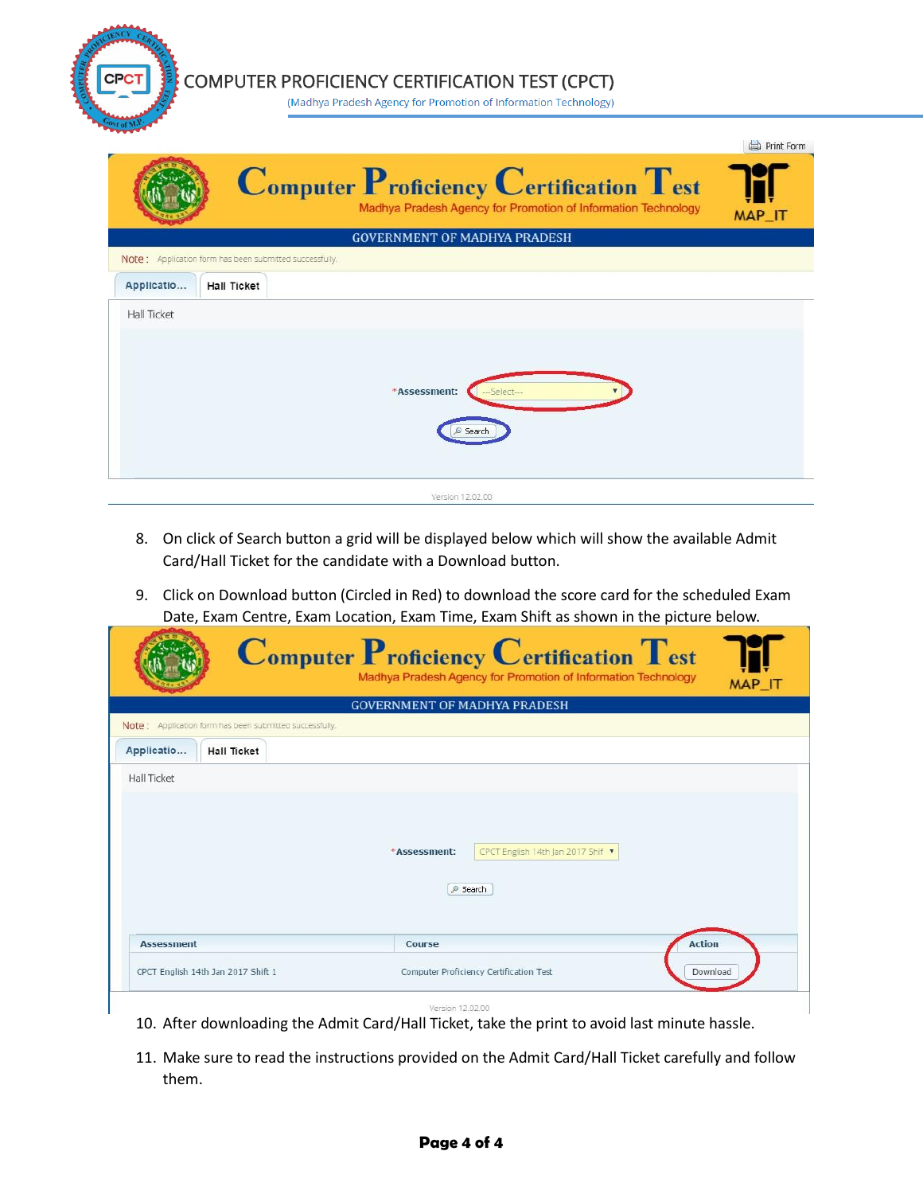8. On click of Search button a grid will be displayed below which will show the available Admit Card/Hall Ticket for the candidate with a Download button.

9. Click on Download button (Circled in Red) to download the score card for the scheduled Exam Date, Exam Centre, Exam Location, Exam Time, Exam Shift as shown in the picture below.

10. After downloading the Admit Card/Hall Ticket, take the print to avoid last minute hassle.

11. Make sure to read the instructions provided on the Admit Card/Hall Ticket carefully and follow them.